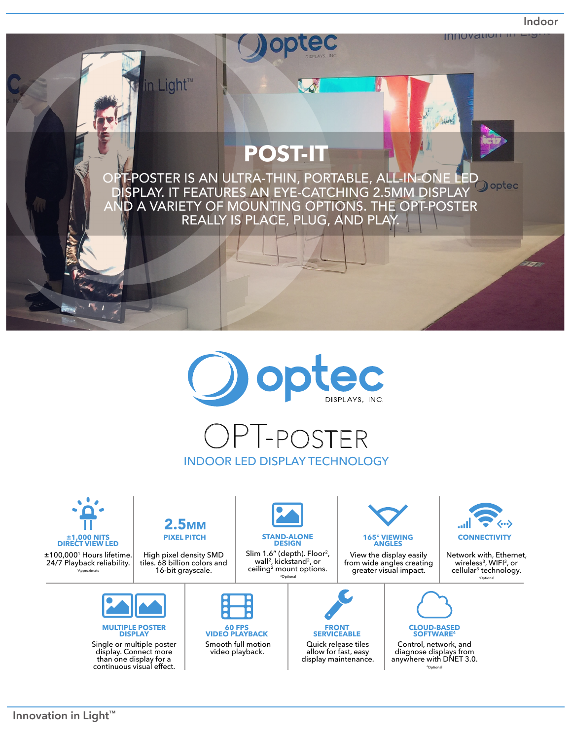Indoor

# POST-IT

OPT-POSTER IS AN ULTRA-THIN, PORTABLE, ALL-IN-ONE LED DISPLAY. IT FEATURES AN EYE-CATCHING 2.5MM DISPLAY AND A VARIETY OF MOUNTING OPTIONS. THE OPT-POSTER REALLY IS PLACE, PLUG, AND PLAY.

optec DISPLAYS, INC.

# OPT-POSTER

## INDOOR LED DISPLAY TECHNOLOGY

**±1,000 NITS DIRECT VIEW LED**
±100,000[1] Hours lifetime. 24/7 Playback reliability.
[1]Approximate

**2.5MM PIXEL PITCH**
High pixel density SMD tiles. 68 billion colors and 16-bit grayscale.

**STAND-ALONE DESIGN**
Slim 1.6" (depth). Floor[2], wall[2], kickstand[2], or ceiling[2] mount options.
[2]Optional

**165° VIEWING ANGLES**
View the display easily from wide angles creating greater visual impact.

**CONNECTIVITY**
Network with, Ethernet, wireless[3], WIFI[3], or cellular[3] technology.
[3]Optional

**MULTIPLE POSTER DISPLAY**
Single or multiple poster display. Connect more than one display for a continuous visual effect.

**60 FPS VIDEO PLAYBACK**
Smooth full motion video playback.

**FRONT SERVICEABLE**
Quick release tiles allow for fast, easy display maintenance.

**CLOUD-BASED SOFTWARE[4]**
Control, network, and diagnose displays from anywhere with DNET 3.0.
[4]Optional

Innovation in Light™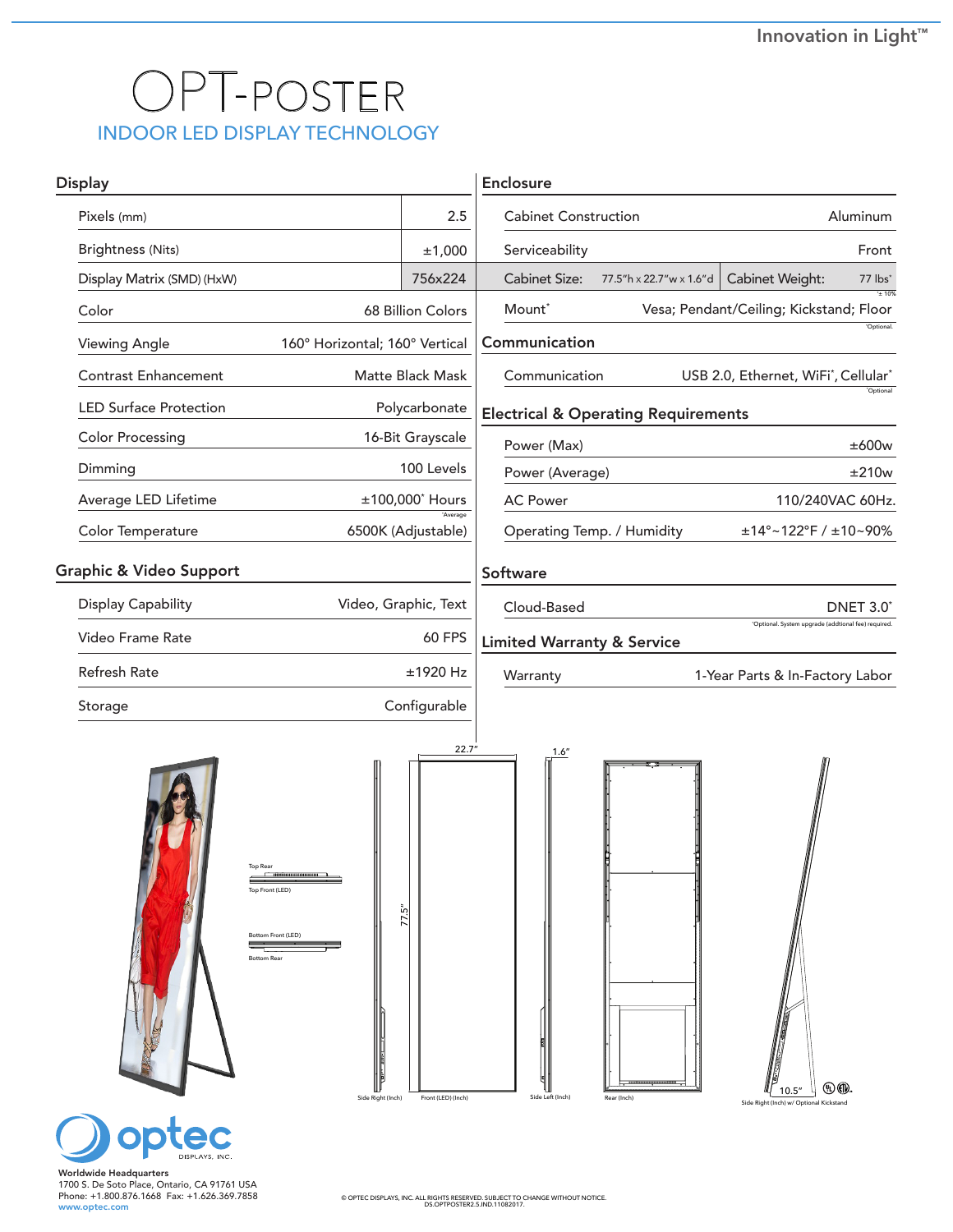Innovation in Light™

# OPT-POSTER

## INDOOR LED DISPLAY TECHNOLOGY

### Display

| | |
|---|---|
| Pixels (mm) | 2.5 |
| Brightness (Nits) | ±1,000 |
| Display Matrix (SMD) (HxW) | 756x224 |
| Color | 68 Billion Colors |
| Viewing Angle | 160° Horizontal; 160° Vertical |
| Contrast Enhancement | Matte Black Mask |
| LED Surface Protection | Polycarbonate |
| Color Processing | 16-Bit Grayscale |
| Dimming | 100 Levels |
| Average LED Lifetime | ±100,000* Hours |
| Color Temperature | 6500K (Adjustable) |

*Average

### Graphic & Video Support

| | |
|---|---|
| Display Capability | Video, Graphic, Text |
| Video Frame Rate | 60 FPS |
| Refresh Rate | ±1920 Hz |
| Storage | Configurable |

### Enclosure

| | | | |
|---|---|---|---|
| Cabinet Construction | | | Aluminum |
| Serviceability | | | Front |
| Cabinet Size: | 77.5"h x 22.7"w x 1.6"d | Cabinet Weight: | 77 lbs* |
| Mount* | | | Vesa; Pendant/Ceiling; Kickstand; Floor |

*± 10%

*Optional

### Communication

| | |
|---|---|
| Communication | USB 2.0, Ethernet, WiFi*, Cellular* |

*Optional

### Electrical & Operating Requirements

| | |
|---|---|
| Power (Max) | ±600w |
| Power (Average) | ±210w |
| AC Power | 110/240VAC 60Hz. |
| Operating Temp. / Humidity | ±14°~122°F / ±10~90% |

### Software

| | |
|---|---|
| Cloud-Based | DNET 3.0* |

*Optional. System upgrade (addtional fee) required.

### Limited Warranty & Service

| | |
|---|---|
| Warranty | 1-Year Parts & In-Factory Labor |

22.7"
1.6"
77.5"
10.5"
Top Rear
Top Front (LED)
Bottom Front (LED)
Bottom Rear
Side Right (Inch)
Front (LED) (Inch)
Side Left (Inch)
Rear (Inch)
Side Right (Inch) w/ Optional Kickstand

optec DISPLAYS, INC.

**Worldwide Headquarters**
1700 S. De Soto Place, Ontario, CA 91761 USA
Phone: +1.800.876.1668 Fax: +1.626.369.7858
www.optec.com

© OPTEC DISPLAYS, INC. ALL RIGHTS RESERVED. SUBJECT TO CHANGE WITHOUT NOTICE.
DS.OPTPOSTER2.5.IND.11082017.